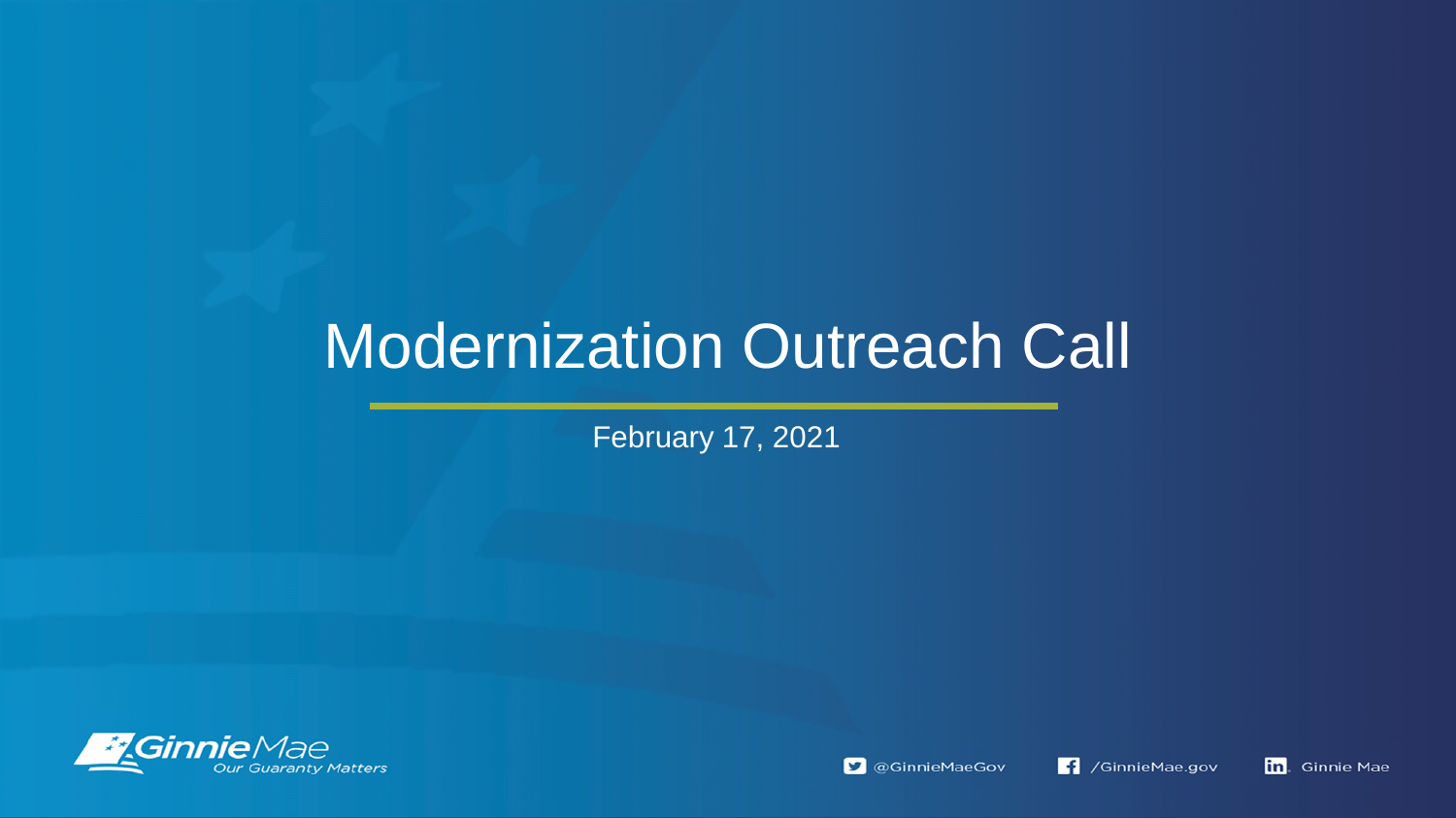# Modernization Outreach Call

February 17, 2021

Ginnie Mae
*Our Guaranty Matters*

@GinnieMaeGov /GinnieMae.gov Ginnie Mae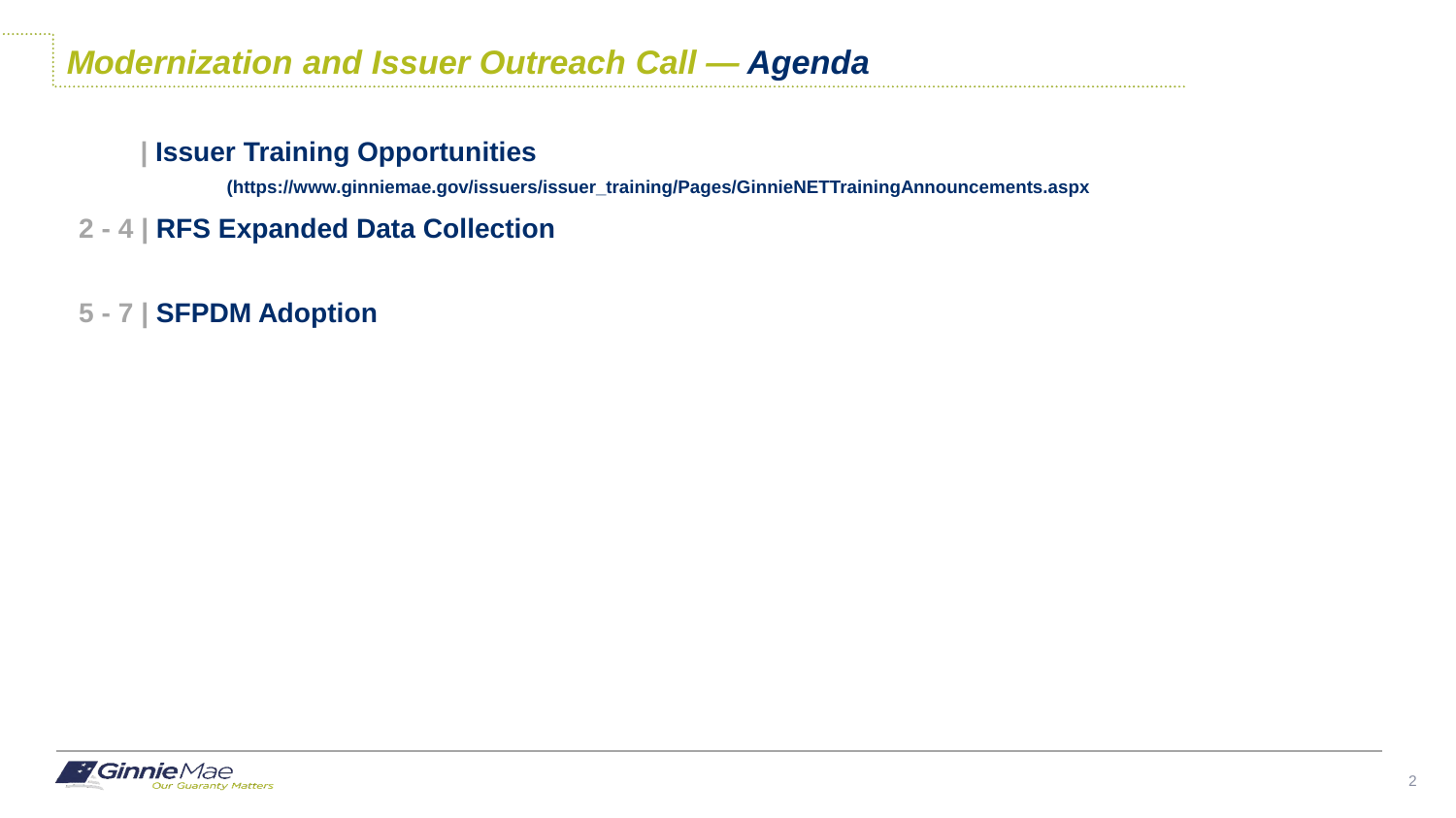# *Modernization and Issuer Outreach Call — Agenda*

| **Issuer Training Opportunities**

**(https://www.ginniemae.gov/issuers/issuer_training/Pages/GinnieNETTrainingAnnouncements.aspx**

2 - 4 | **RFS Expanded Data Collection**

5 - 7 | **SFPDM Adoption**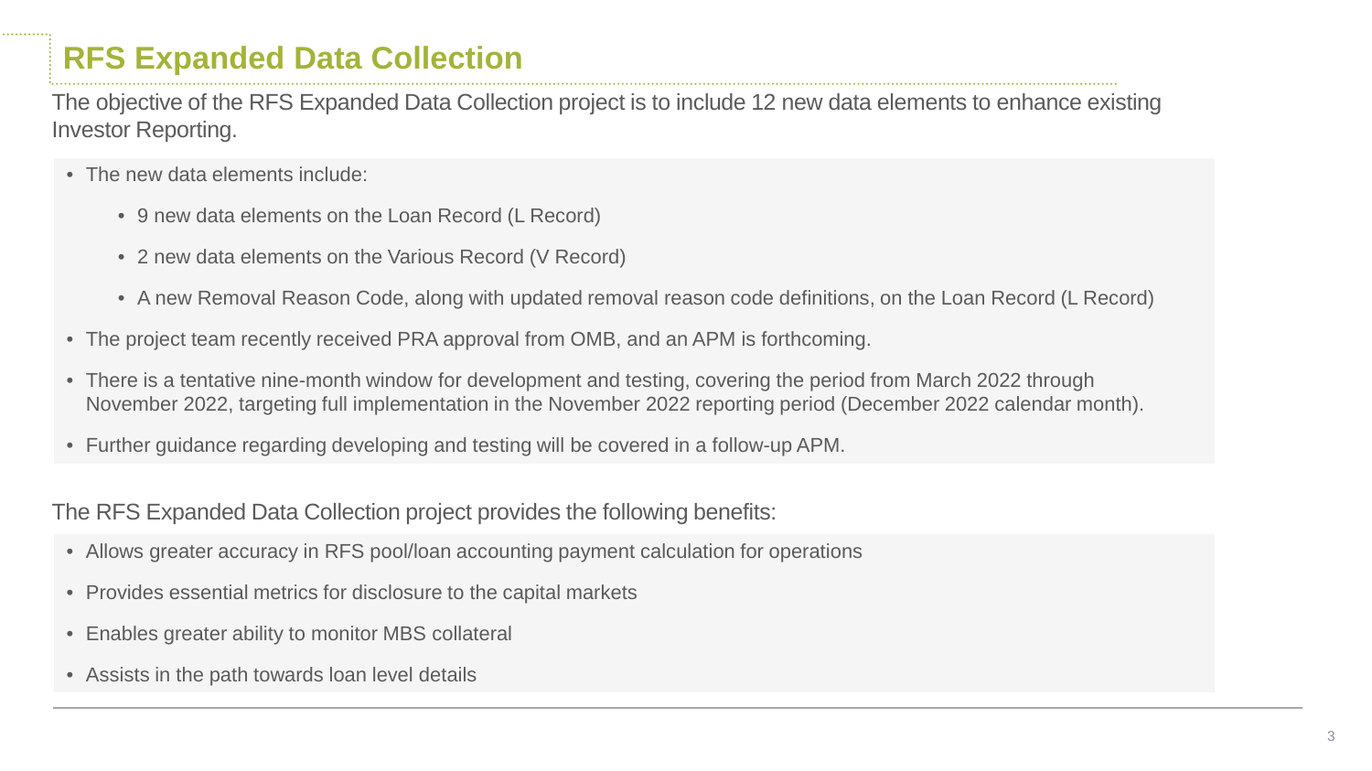# RFS Expanded Data Collection

The objective of the RFS Expanded Data Collection project is to include 12 new data elements to enhance existing Investor Reporting.

- The new data elements include:
  - 9 new data elements on the Loan Record (L Record)
  - 2 new data elements on the Various Record (V Record)
  - A new Removal Reason Code, along with updated removal reason code definitions, on the Loan Record (L Record)
- The project team recently received PRA approval from OMB, and an APM is forthcoming.
- There is a tentative nine-month window for development and testing, covering the period from March 2022 through November 2022, targeting full implementation in the November 2022 reporting period (December 2022 calendar month).
- Further guidance regarding developing and testing will be covered in a follow-up APM.

The RFS Expanded Data Collection project provides the following benefits:

- Allows greater accuracy in RFS pool/loan accounting payment calculation for operations
- Provides essential metrics for disclosure to the capital markets
- Enables greater ability to monitor MBS collateral
- Assists in the path towards loan level details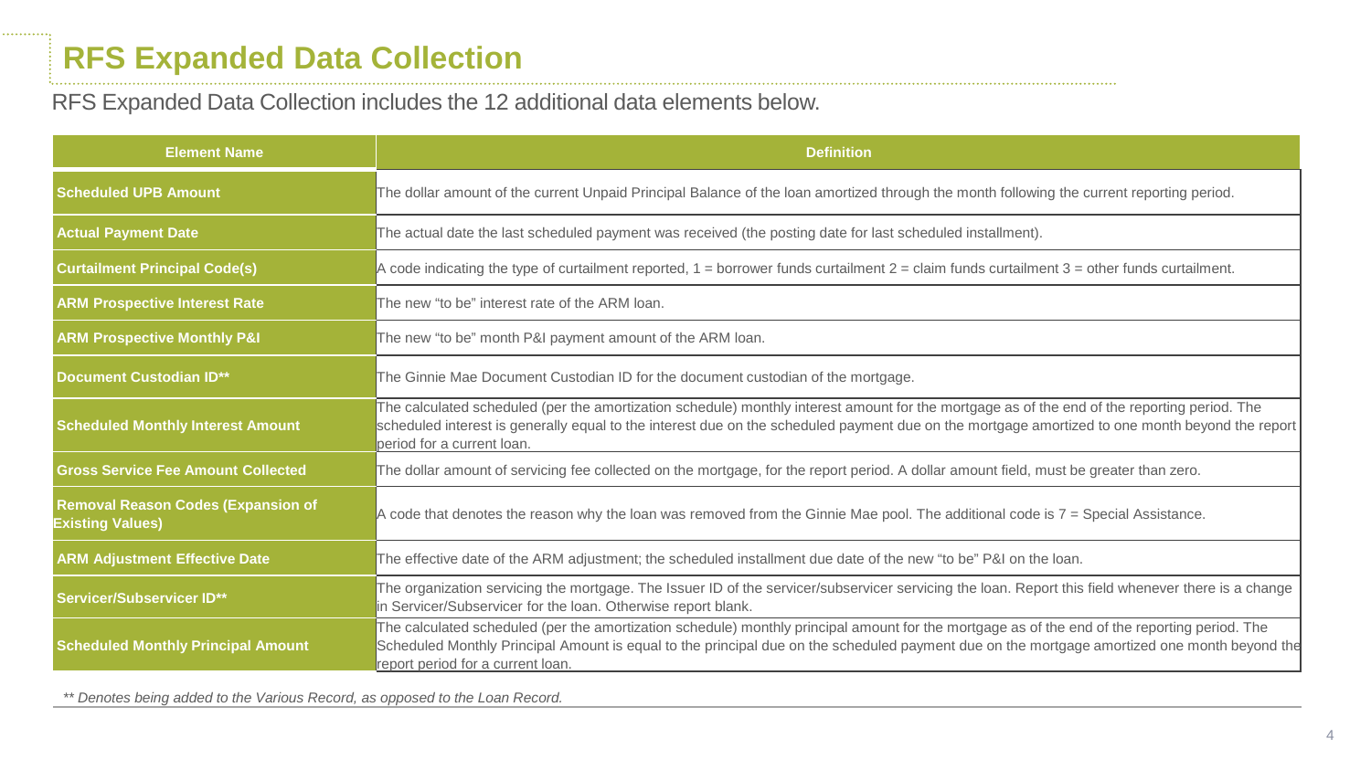# RFS Expanded Data Collection

RFS Expanded Data Collection includes the 12 additional data elements below.

| Element Name | Definition |
| --- | --- |
| **Scheduled UPB Amount** | The dollar amount of the current Unpaid Principal Balance of the loan amortized through the month following the current reporting period. |
| **Actual Payment Date** | The actual date the last scheduled payment was received (the posting date for last scheduled installment). |
| **Curtailment Principal Code(s)** | A code indicating the type of curtailment reported, 1 = borrower funds curtailment 2 = claim funds curtailment 3 = other funds curtailment. |
| **ARM Prospective Interest Rate** | The new "to be" interest rate of the ARM loan. |
| **ARM Prospective Monthly P&I** | The new "to be" month P&I payment amount of the ARM loan. |
| **Document Custodian ID**** | The Ginnie Mae Document Custodian ID for the document custodian of the mortgage. |
| **Scheduled Monthly Interest Amount** | The calculated scheduled (per the amortization schedule) monthly interest amount for the mortgage as of the end of the reporting period. The scheduled interest is generally equal to the interest due on the scheduled payment due on the mortgage amortized to one month beyond the report period for a current loan. |
| **Gross Service Fee Amount Collected** | The dollar amount of servicing fee collected on the mortgage, for the report period. A dollar amount field, must be greater than zero. |
| **Removal Reason Codes (Expansion of Existing Values)** | A code that denotes the reason why the loan was removed from the Ginnie Mae pool. The additional code is 7 = Special Assistance. |
| **ARM Adjustment Effective Date** | The effective date of the ARM adjustment; the scheduled installment due date of the new "to be" P&I on the loan. |
| **Servicer/Subservicer ID**** | The organization servicing the mortgage. The Issuer ID of the servicer/subservicer servicing the loan. Report this field whenever there is a change in Servicer/Subservicer for the loan. Otherwise report blank. |
| **Scheduled Monthly Principal Amount** | The calculated scheduled (per the amortization schedule) monthly principal amount for the mortgage as of the end of the reporting period. The Scheduled Monthly Principal Amount is equal to the principal due on the scheduled payment due on the mortgage amortized one month beyond the report period for a current loan. |

*** Denotes being added to the Various Record, as opposed to the Loan Record.*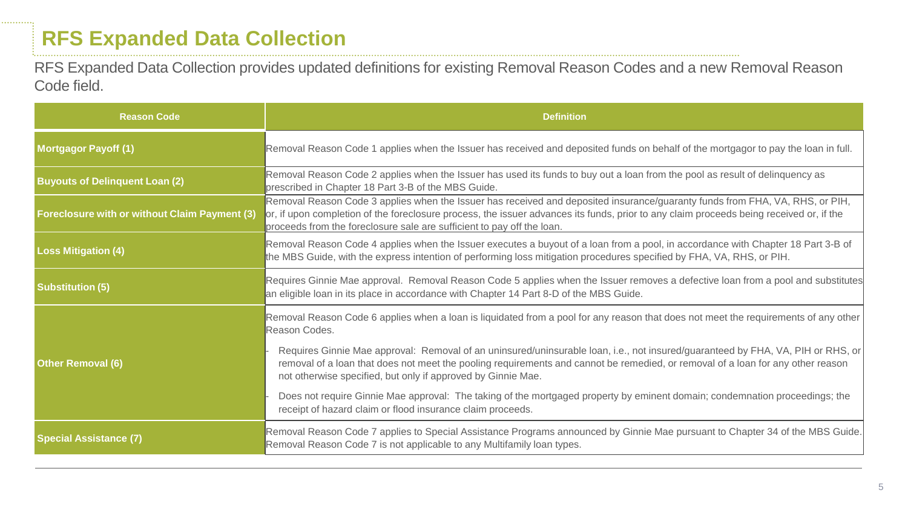# RFS Expanded Data Collection

RFS Expanded Data Collection provides updated definitions for existing Removal Reason Codes and a new Removal Reason Code field.

| Reason Code | Definition |
| --- | --- |
| **Mortgagor Payoff (1)** | Removal Reason Code 1 applies when the Issuer has received and deposited funds on behalf of the mortgagor to pay the loan in full. |
| **Buyouts of Delinquent Loan (2)** | Removal Reason Code 2 applies when the Issuer has used its funds to buy out a loan from the pool as result of delinquency as prescribed in Chapter 18 Part 3-B of the MBS Guide. |
| **Foreclosure with or without Claim Payment (3)** | Removal Reason Code 3 applies when the Issuer has received and deposited insurance/guaranty funds from FHA, VA, RHS, or PIH, or, if upon completion of the foreclosure process, the issuer advances its funds, prior to any claim proceeds being received or, if the proceeds from the foreclosure sale are sufficient to pay off the loan. |
| **Loss Mitigation (4)** | Removal Reason Code 4 applies when the Issuer executes a buyout of a loan from a pool, in accordance with Chapter 18 Part 3-B of the MBS Guide, with the express intention of performing loss mitigation procedures specified by FHA, VA, RHS, or PIH. |
| **Substitution (5)** | Requires Ginnie Mae approval. Removal Reason Code 5 applies when the Issuer removes a defective loan from a pool and substitutes an eligible loan in its place in accordance with Chapter 14 Part 8-D of the MBS Guide. |
| **Other Removal (6)** | Removal Reason Code 6 applies when a loan is liquidated from a pool for any reason that does not meet the requirements of any other Reason Codes.<br>- Requires Ginnie Mae approval: Removal of an uninsured/uninsurable loan, i.e., not insured/guaranteed by FHA, VA, PIH or RHS, or removal of a loan that does not meet the pooling requirements and cannot be remedied, or removal of a loan for any other reason not otherwise specified, but only if approved by Ginnie Mae.<br>- Does not require Ginnie Mae approval: The taking of the mortgaged property by eminent domain; condemnation proceedings; the receipt of hazard claim or flood insurance claim proceeds. |
| **Special Assistance (7)** | Removal Reason Code 7 applies to Special Assistance Programs announced by Ginnie Mae pursuant to Chapter 34 of the MBS Guide. Removal Reason Code 7 is not applicable to any Multifamily loan types. |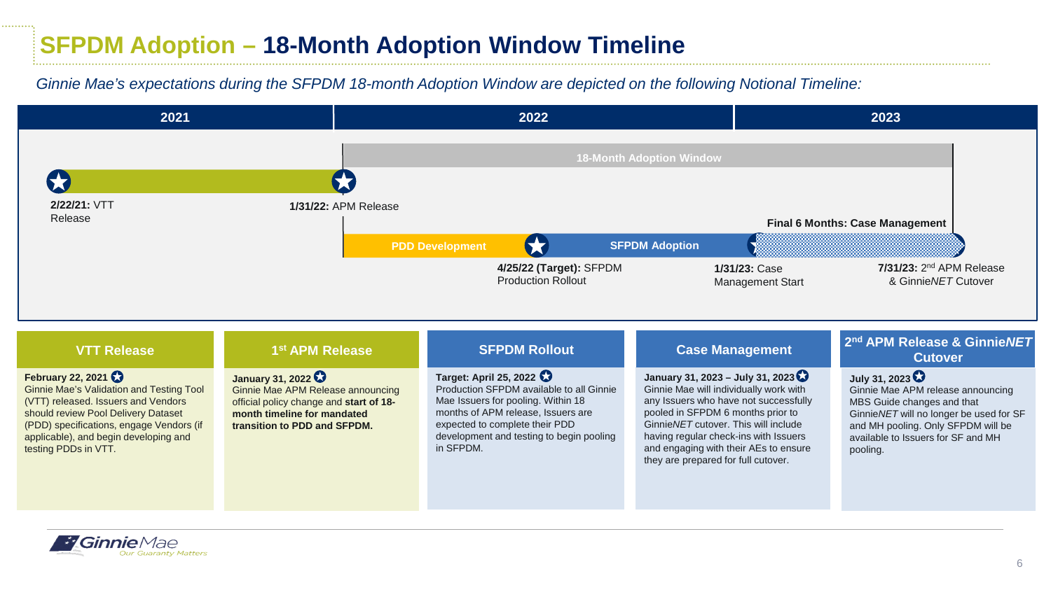# SFPDM Adoption – 18-Month Adoption Window Timeline

*Ginnie Mae's expectations during the SFPDM 18-month Adoption Window are depicted on the following Notional Timeline:*

| 2021 | 2022 | 2023 |
|---|---|---|

**18-Month Adoption Window**

- **2/22/21:** VTT Release
- **1/31/22:** APM Release
- PDD Development
- **4/25/22 (Target):** SFPDM Production Rollout
- SFPDM Adoption
- **1/31/23:** Case Management Start
- **Final 6 Months: Case Management**
- **7/31/23:** 2nd APM Release & Ginnie*NET* Cutover

## VTT Release

**February 22, 2021**
Ginnie Mae's Validation and Testing Tool (VTT) released. Issuers and Vendors should review Pool Delivery Dataset (PDD) specifications, engage Vendors (if applicable), and begin developing and testing PDDs in VTT.

## 1st APM Release

**January 31, 2022**
Ginnie Mae APM Release announcing official policy change and **start of 18-month timeline for mandated transition to PDD and SFPDM.**

## SFPDM Rollout

**Target: April 25, 2022**
Production SFPDM available to all Ginnie Mae Issuers for pooling. Within 18 months of APM release, Issuers are expected to complete their PDD development and testing to begin pooling in SFPDM.

## Case Management

**January 31, 2023 – July 31, 2023**
Ginnie Mae will individually work with any Issuers who have not successfully pooled in SFPDM 6 months prior to Ginnie*NET* cutover. This will include having regular check-ins with Issuers and engaging with their AEs to ensure they are prepared for full cutover.

## 2nd APM Release & Ginnie*NET* Cutover

**July 31, 2023**
Ginnie Mae APM release announcing MBS Guide changes and that Ginnie*NET* will no longer be used for SF and MH pooling. Only SFPDM will be available to Issuers for SF and MH pooling.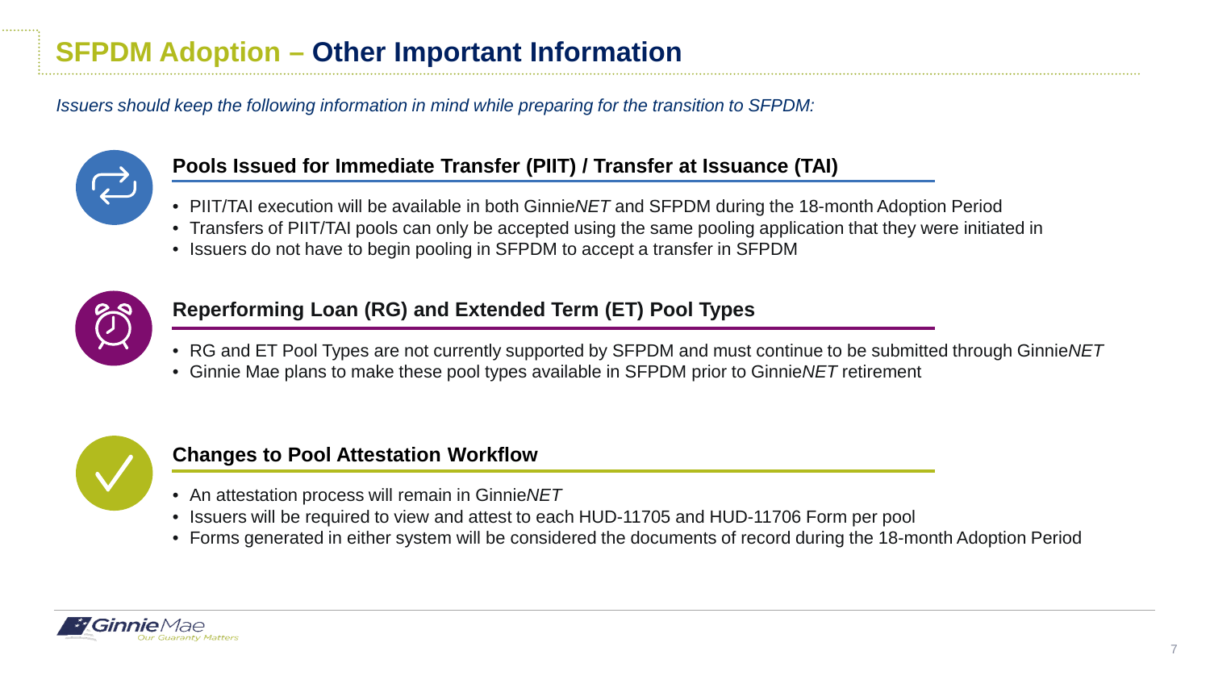# SFPDM Adoption – Other Important Information

*Issuers should keep the following information in mind while preparing for the transition to SFPDM:*

## Pools Issued for Immediate Transfer (PIIT) / Transfer at Issuance (TAI)

- PIIT/TAI execution will be available in both Ginnie*NET* and SFPDM during the 18-month Adoption Period
- Transfers of PIIT/TAI pools can only be accepted using the same pooling application that they were initiated in
- Issuers do not have to begin pooling in SFPDM to accept a transfer in SFPDM

## Reperforming Loan (RG) and Extended Term (ET) Pool Types

- RG and ET Pool Types are not currently supported by SFPDM and must continue to be submitted through Ginnie*NET*
- Ginnie Mae plans to make these pool types available in SFPDM prior to Ginnie*NET* retirement

## Changes to Pool Attestation Workflow

- An attestation process will remain in Ginnie*NET*
- Issuers will be required to view and attest to each HUD-11705 and HUD-11706 Form per pool
- Forms generated in either system will be considered the documents of record during the 18-month Adoption Period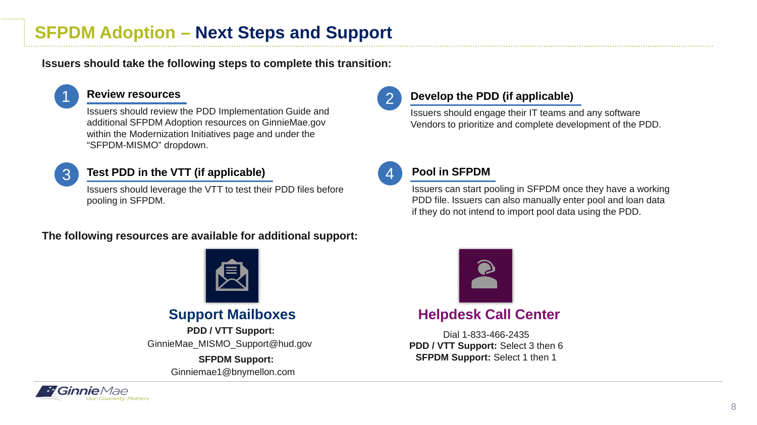# SFPDM Adoption – Next Steps and Support

**Issuers should take the following steps to complete this transition:**

### 1. Review resources

Issuers should review the PDD Implementation Guide and additional SFPDM Adoption resources on GinnieMae.gov within the Modernization Initiatives page and under the "SFPDM-MISMO" dropdown.

### 2. Develop the PDD (if applicable)

Issuers should engage their IT teams and any software Vendors to prioritize and complete development of the PDD.

### 3. Test PDD in the VTT (if applicable)

Issuers should leverage the VTT to test their PDD files before pooling in SFPDM.

### 4. Pool in SFPDM

Issuers can start pooling in SFPDM once they have a working PDD file. Issuers can also manually enter pool and loan data if they do not intend to import pool data using the PDD.

**The following resources are available for additional support:**

## Support Mailboxes

**PDD / VTT Support:**
GinnieMae_MISMO_Support@hud.gov

**SFPDM Support:**
Ginniemae1@bnymellon.com

## Helpdesk Call Center

Dial 1-833-466-2435
**PDD / VTT Support:** Select 3 then 6
**SFPDM Support:** Select 1 then 1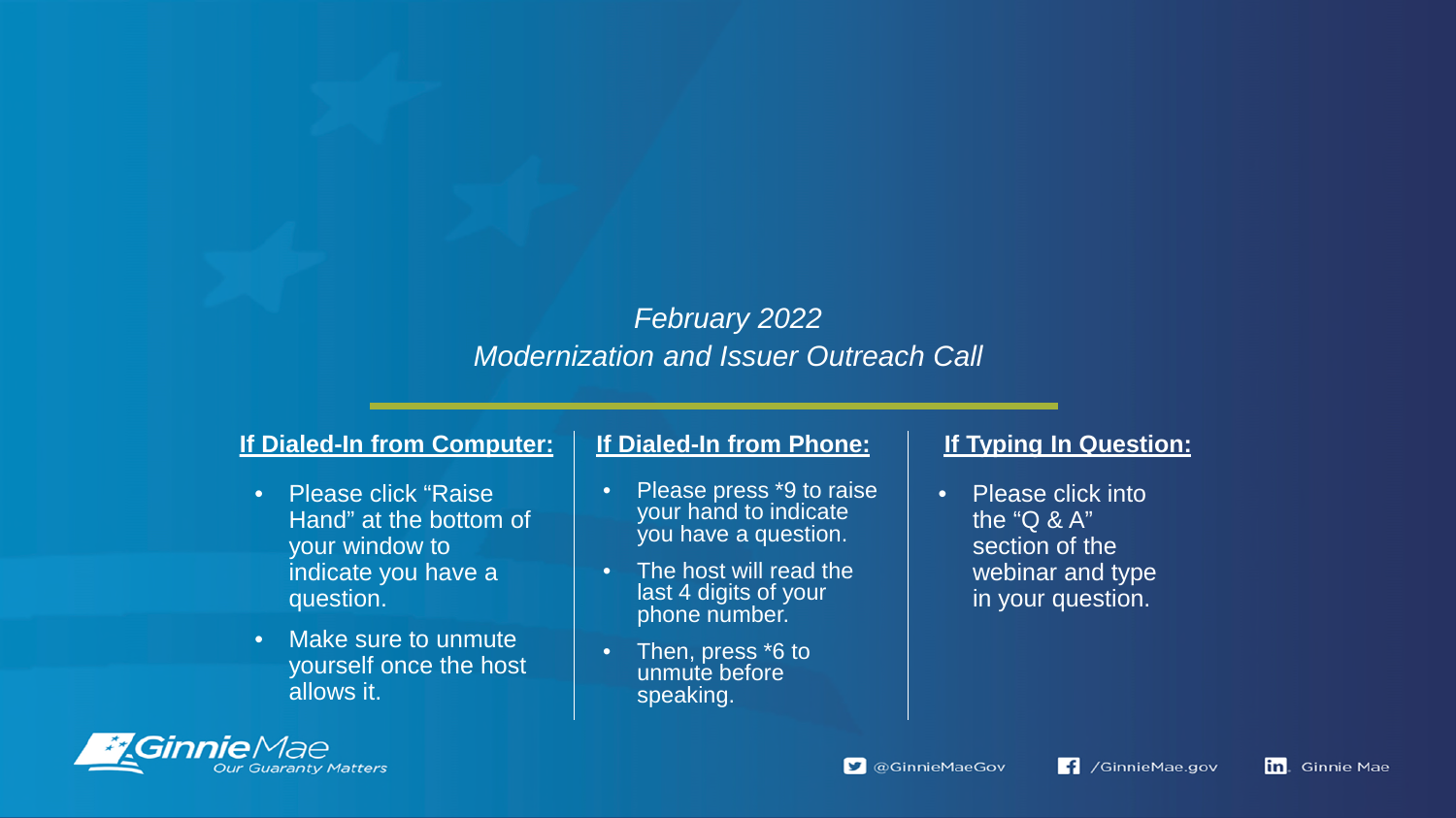*February 2022*
*Modernization and Issuer Outreach Call*

**If Dialed-In from Computer:**

- Please click "Raise Hand" at the bottom of your window to indicate you have a question.
- Make sure to unmute yourself once the host allows it.

**If Dialed-In from Phone:**

- Please press *9 to raise your hand to indicate you have a question.
- The host will read the last 4 digits of your phone number.
- Then, press *6 to unmute before speaking.

**If Typing In Question:**

- Please click into the "Q & A" section of the webinar and type in your question.

Ginnie Mae
Our Guaranty Matters

@GinnieMaeGov
/GinnieMae.gov
Ginnie Mae